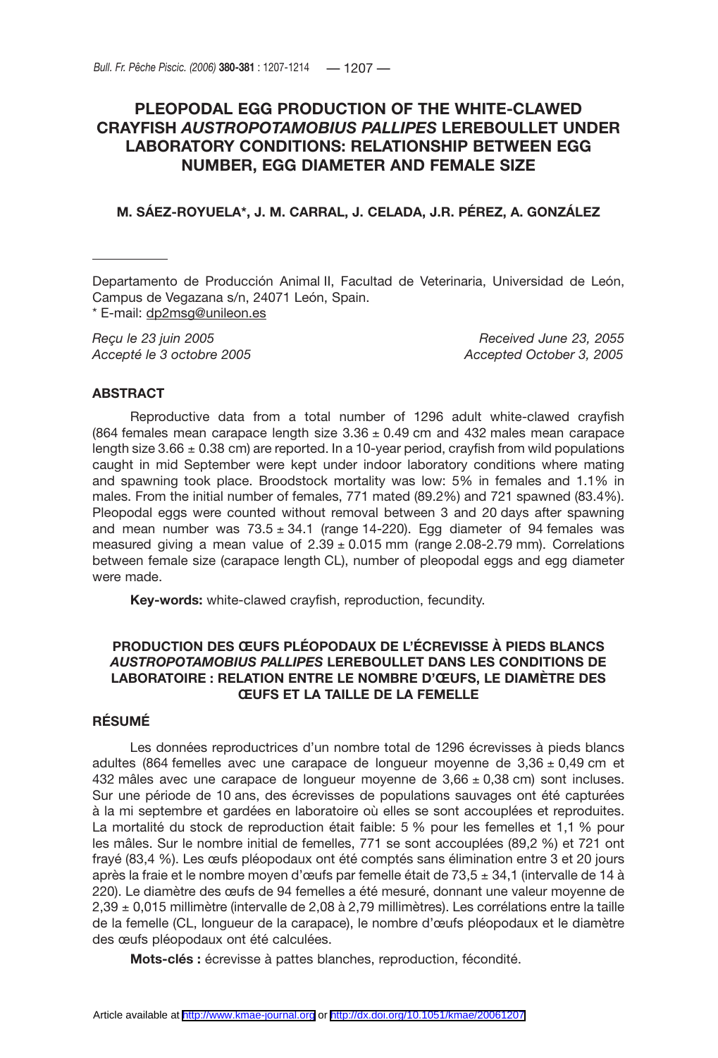# PLEOPODAL EGG PRODUCTION OF THE WHITE-CLAWED CRAYFISH *AUSTROPOTAMOBIUS PALLIPES* LEREBOULLET UNDER LABORATORY CONDITIONS: RELATIONSHIP BETWEEN EGG NUMBER, EGG DIAMETER AND FEMALE SIZE

**M. SÁEZ-ROYUELA*, J. M. CARRAL, J. CELADA, J.R. PÉREZ, A. GONZÁLEZ**

Departamento de Producción Animal II, Facultad de Veterinaria, Universidad de León, Campus de Vegazana s/n, 24071 León, Spain.
* E-mail: dp2msg@unileon.es

*Reçu le 23 juin 2005* *Received June 23, 2055*
*Accepté le 3 octobre 2005* *Accepted October 3, 2005*

## ABSTRACT

Reproductive data from a total number of 1296 adult white-clawed crayfish (864 females mean carapace length size 3.36 ± 0.49 cm and 432 males mean carapace length size 3.66 ± 0.38 cm) are reported. In a 10-year period, crayfish from wild populations caught in mid September were kept under indoor laboratory conditions where mating and spawning took place. Broodstock mortality was low: 5% in females and 1.1% in males. From the initial number of females, 771 mated (89.2%) and 721 spawned (83.4%). Pleopodal eggs were counted without removal between 3 and 20 days after spawning and mean number was 73.5 ± 34.1 (range 14-220). Egg diameter of 94 females was measured giving a mean value of 2.39 ± 0.015 mm (range 2.08-2.79 mm). Correlations between female size (carapace length CL), number of pleopodal eggs and egg diameter were made.

**Key-words:** white-clawed crayfish, reproduction, fecundity.

## PRODUCTION DES ŒUFS PLÉOPODAUX DE L'ÉCREVISSE À PIEDS BLANCS *AUSTROPOTAMOBIUS PALLIPES* LEREBOULLET DANS LES CONDITIONS DE LABORATOIRE : RELATION ENTRE LE NOMBRE D'ŒUFS, LE DIAMÈTRE DES ŒUFS ET LA TAILLE DE LA FEMELLE

## RÉSUMÉ

Les données reproductrices d'un nombre total de 1296 écrevisses à pieds blancs adultes (864 femelles avec une carapace de longueur moyenne de 3,36 ± 0,49 cm et 432 mâles avec une carapace de longueur moyenne de 3,66 ± 0,38 cm) sont incluses. Sur une période de 10 ans, des écrevisses de populations sauvages ont été capturées à la mi septembre et gardées en laboratoire où elles se sont accouplées et reproduites. La mortalité du stock de reproduction était faible: 5 % pour les femelles et 1,1 % pour les mâles. Sur le nombre initial de femelles, 771 se sont accouplées (89,2 %) et 721 ont frayé (83,4 %). Les œufs pléopodaux ont été comptés sans élimination entre 3 et 20 jours après la fraie et le nombre moyen d'œufs par femelle était de 73,5 ± 34,1 (intervalle de 14 à 220). Le diamètre des œufs de 94 femelles a été mesuré, donnant une valeur moyenne de 2,39 ± 0,015 millimètre (intervalle de 2,08 à 2,79 millimètres). Les corrélations entre la taille de la femelle (CL, longueur de la carapace), le nombre d'œufs pléopodaux et le diamètre des œufs pléopodaux ont été calculées.

**Mots-clés :** écrevisse à pattes blanches, reproduction, fécondité.

Article available at http://www.kmae-journal.org or http://dx.doi.org/10.1051/kmae/20061207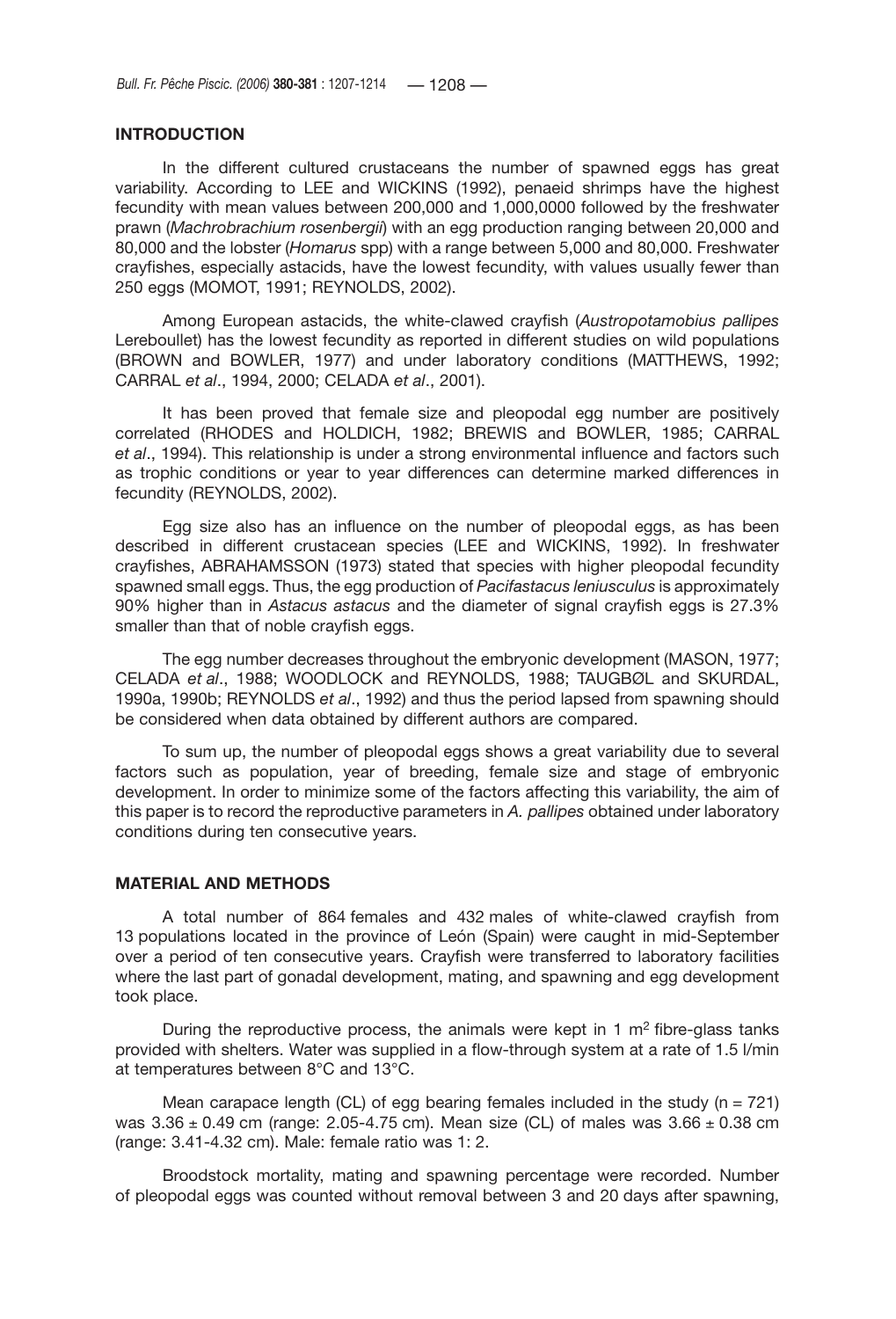## INTRODUCTION

In the different cultured crustaceans the number of spawned eggs has great variability. According to LEE and WICKINS (1992), penaeid shrimps have the highest fecundity with mean values between 200,000 and 1,000,0000 followed by the freshwater prawn (*Machrobrachium rosenbergii*) with an egg production ranging between 20,000 and 80,000 and the lobster (*Homarus* spp) with a range between 5,000 and 80,000. Freshwater crayfishes, especially astacids, have the lowest fecundity, with values usually fewer than 250 eggs (MOMOT, 1991; REYNOLDS, 2002).

Among European astacids, the white-clawed crayfish (*Austropotamobius pallipes* Lereboullet) has the lowest fecundity as reported in different studies on wild populations (BROWN and BOWLER, 1977) and under laboratory conditions (MATTHEWS, 1992; CARRAL *et al*., 1994, 2000; CELADA *et al*., 2001).

It has been proved that female size and pleopodal egg number are positively correlated (RHODES and HOLDICH, 1982; BREWIS and BOWLER, 1985; CARRAL *et al*., 1994). This relationship is under a strong environmental influence and factors such as trophic conditions or year to year differences can determine marked differences in fecundity (REYNOLDS, 2002).

Egg size also has an influence on the number of pleopodal eggs, as has been described in different crustacean species (LEE and WICKINS, 1992). In freshwater crayfishes, ABRAHAMSSON (1973) stated that species with higher pleopodal fecundity spawned small eggs. Thus, the egg production of *Pacifastacus leniusculus* is approximately 90% higher than in *Astacus astacus* and the diameter of signal crayfish eggs is 27.3% smaller than that of noble crayfish eggs.

The egg number decreases throughout the embryonic development (MASON, 1977; CELADA *et al*., 1988; WOODLOCK and REYNOLDS, 1988; TAUGBØL and SKURDAL, 1990a, 1990b; REYNOLDS *et al*., 1992) and thus the period lapsed from spawning should be considered when data obtained by different authors are compared.

To sum up, the number of pleopodal eggs shows a great variability due to several factors such as population, year of breeding, female size and stage of embryonic development. In order to minimize some of the factors affecting this variability, the aim of this paper is to record the reproductive parameters in *A. pallipes* obtained under laboratory conditions during ten consecutive years.

## MATERIAL AND METHODS

A total number of 864 females and 432 males of white-clawed crayfish from 13 populations located in the province of León (Spain) were caught in mid-September over a period of ten consecutive years. Crayfish were transferred to laboratory facilities where the last part of gonadal development, mating, and spawning and egg development took place.

During the reproductive process, the animals were kept in 1 $m^2$ fibre-glass tanks provided with shelters. Water was supplied in a flow-through system at a rate of 1.5 l/min at temperatures between 8°C and 13°C.

Mean carapace length (CL) of egg bearing females included in the study ($n = 721$) was $3.36 \pm 0.49$ cm (range: 2.05-4.75 cm). Mean size (CL) of males was $3.66 \pm 0.38$ cm (range: 3.41-4.32 cm). Male: female ratio was 1: 2.

Broodstock mortality, mating and spawning percentage were recorded. Number of pleopodal eggs was counted without removal between 3 and 20 days after spawning,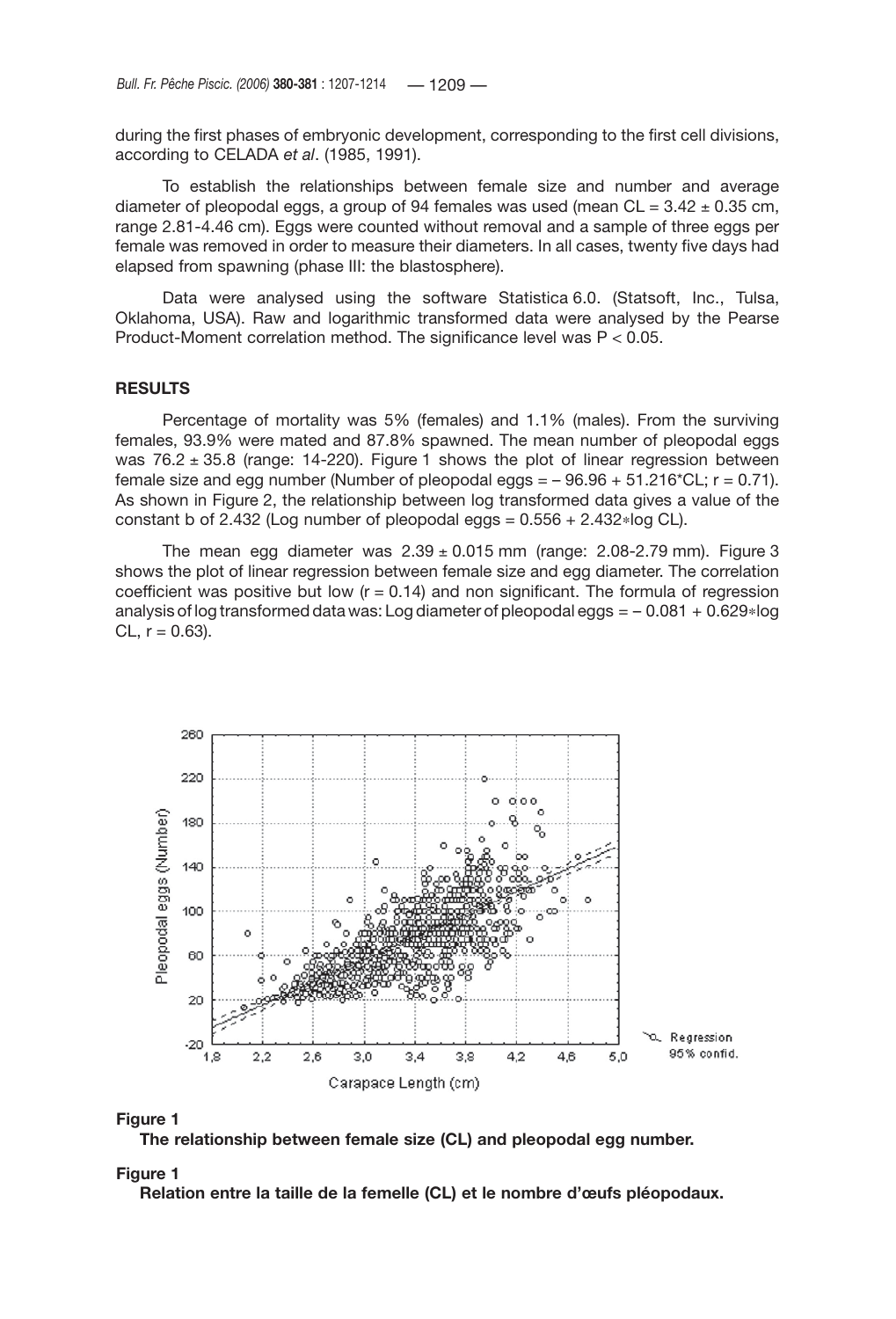during the first phases of embryonic development, corresponding to the first cell divisions, according to CELADA *et al*. (1985, 1991).

To establish the relationships between female size and number and average diameter of pleopodal eggs, a group of 94 females was used (mean CL = 3.42 ± 0.35 cm, range 2.81-4.46 cm). Eggs were counted without removal and a sample of three eggs per female was removed in order to measure their diameters. In all cases, twenty five days had elapsed from spawning (phase III: the blastosphere).

Data were analysed using the software Statistica 6.0. (Statsoft, Inc., Tulsa, Oklahoma, USA). Raw and logarithmic transformed data were analysed by the Pearse Product-Moment correlation method. The significance level was $P < 0.05$.

## RESULTS

Percentage of mortality was 5% (females) and 1.1% (males). From the surviving females, 93.9% were mated and 87.8% spawned. The mean number of pleopodal eggs was 76.2 ± 35.8 (range: 14-220). Figure 1 shows the plot of linear regression between female size and egg number (Number of pleopodal eggs = – 96.96 + 51.216*CL; $r = 0.71$). As shown in Figure 2, the relationship between log transformed data gives a value of the constant b of 2.432 (Log number of pleopodal eggs = 0.556 + 2.432∗log CL).

The mean egg diameter was 2.39 ± 0.015 mm (range: 2.08-2.79 mm). Figure 3 shows the plot of linear regression between female size and egg diameter. The correlation coefficient was positive but low ($r = 0.14$) and non significant. The formula of regression analysis of log transformed data was: Log diameter of pleopodal eggs = – 0.081 + 0.629∗log CL, $r = 0.63$).

260
220
180
140
100
60
20
-20

Pleopodal eggs (Number)

1,8 2,2 2,6 3,0 3,4 3,8 4,2 4,6 5,0

Carapace Length (cm)

Regression
95% confid.

**Figure 1**
**The relationship between female size (CL) and pleopodal egg number.**

**Figure 1**
**Relation entre la taille de la femelle (CL) et le nombre d'œufs pléopodaux.**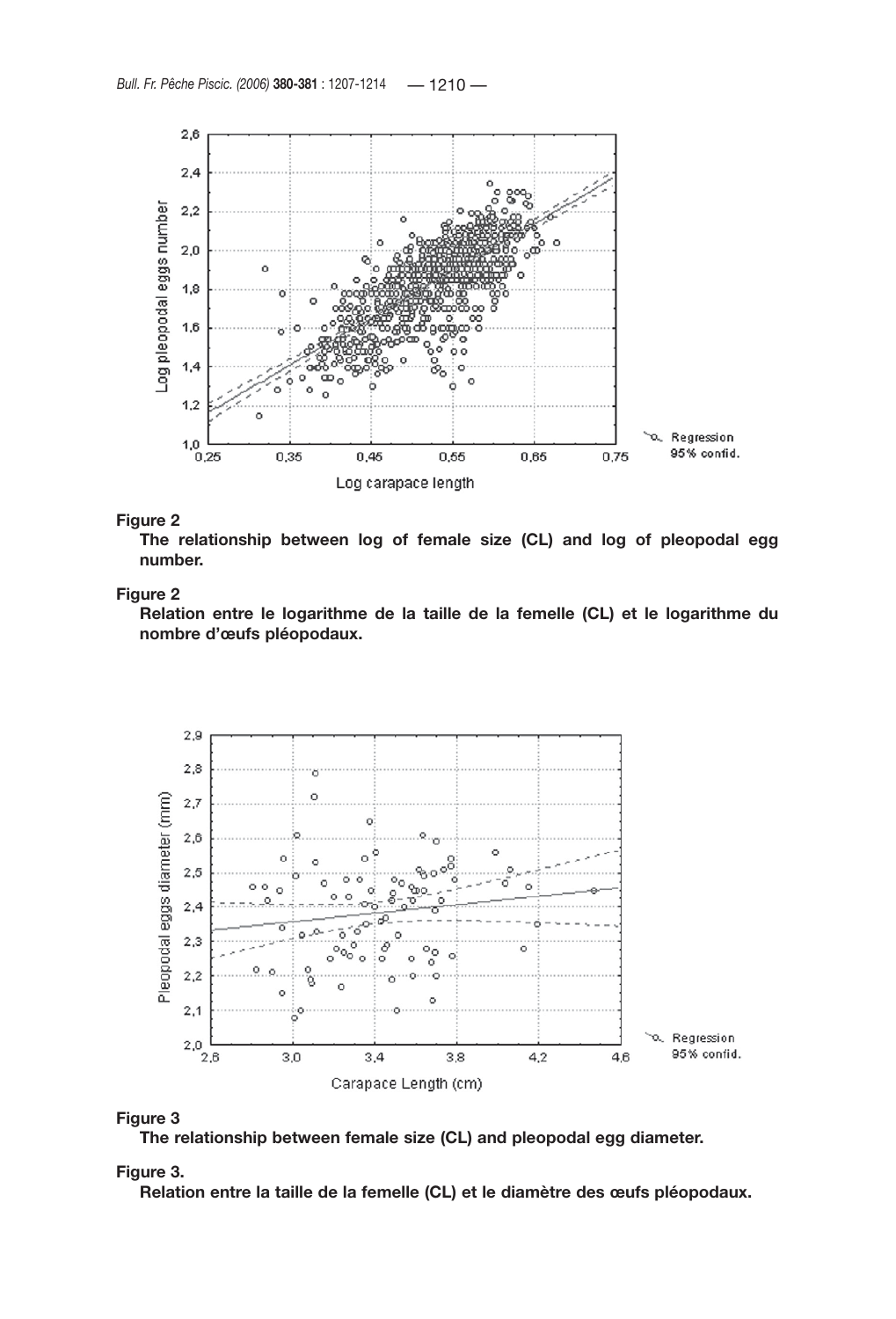**Figure 2**

**The relationship between log of female size (CL) and log of pleopodal egg number.**

**Figure 2**

**Relation entre le logarithme de la taille de la femelle (CL) et le logarithme du nombre d'œufs pléopodaux.**

**Figure 3**

**The relationship between female size (CL) and pleopodal egg diameter.**

**Figure 3.**

**Relation entre la taille de la femelle (CL) et le diamètre des œufs pléopodaux.**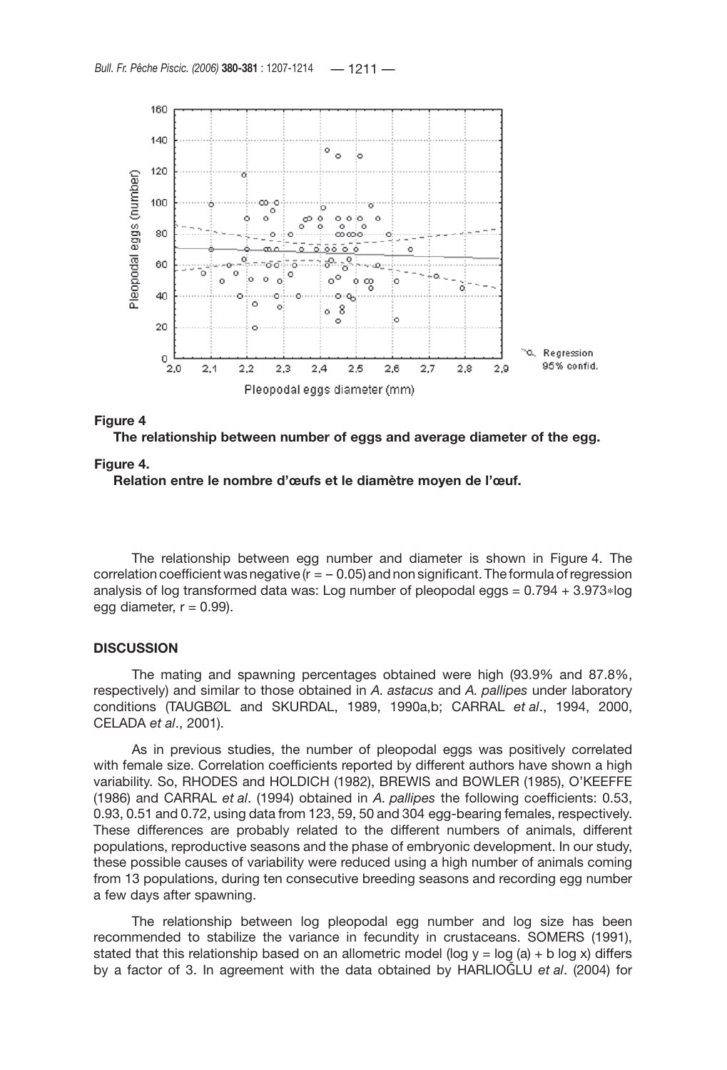160
140
120
100
80
60
40
20
0
Pleopodal eggs (number)
2,0 2,1 2,2 2,3 2,4 2,5 2,6 2,7 2,8 2,9
Pleopodal eggs diameter (mm)
Regression
95% confid.

**Figure 4**
**The relationship between number of eggs and average diameter of the egg.**

**Figure 4.**
**Relation entre le nombre d'œufs et le diamètre moyen de l'œuf.**

The relationship between egg number and diameter is shown in Figure 4. The correlation coefficient was negative ($r = -0.05$) and non significant. The formula of regression analysis of log transformed data was: Log number of pleopodal eggs = 0.794 + 3.973∗log egg diameter, $r = 0.99$).

## DISCUSSION

The mating and spawning percentages obtained were high (93.9% and 87.8%, respectively) and similar to those obtained in *A. astacus* and *A. pallipes* under laboratory conditions (TAUGBØL and SKURDAL, 1989, 1990a,b; CARRAL *et al*., 1994, 2000, CELADA *et al*., 2001).

As in previous studies, the number of pleopodal eggs was positively correlated with female size. Correlation coefficients reported by different authors have shown a high variability. So, RHODES and HOLDICH (1982), BREWIS and BOWLER (1985), O'KEEFFE (1986) and CARRAL *et al*. (1994) obtained in *A. pallipes* the following coefficients: 0.53, 0.93, 0.51 and 0.72, using data from 123, 59, 50 and 304 egg-bearing females, respectively. These differences are probably related to the different numbers of animals, different populations, reproductive seasons and the phase of embryonic development. In our study, these possible causes of variability were reduced using a high number of animals coming from 13 populations, during ten consecutive breeding seasons and recording egg number a few days after spawning.

The relationship between log pleopodal egg number and log size has been recommended to stabilize the variance in fecundity in crustaceans. SOMERS (1991), stated that this relationship based on an allometric model ($\log y = \log(a) + b \log x$) differs by a factor of 3. In agreement with the data obtained by HARLIOĞLU *et al*. (2004) for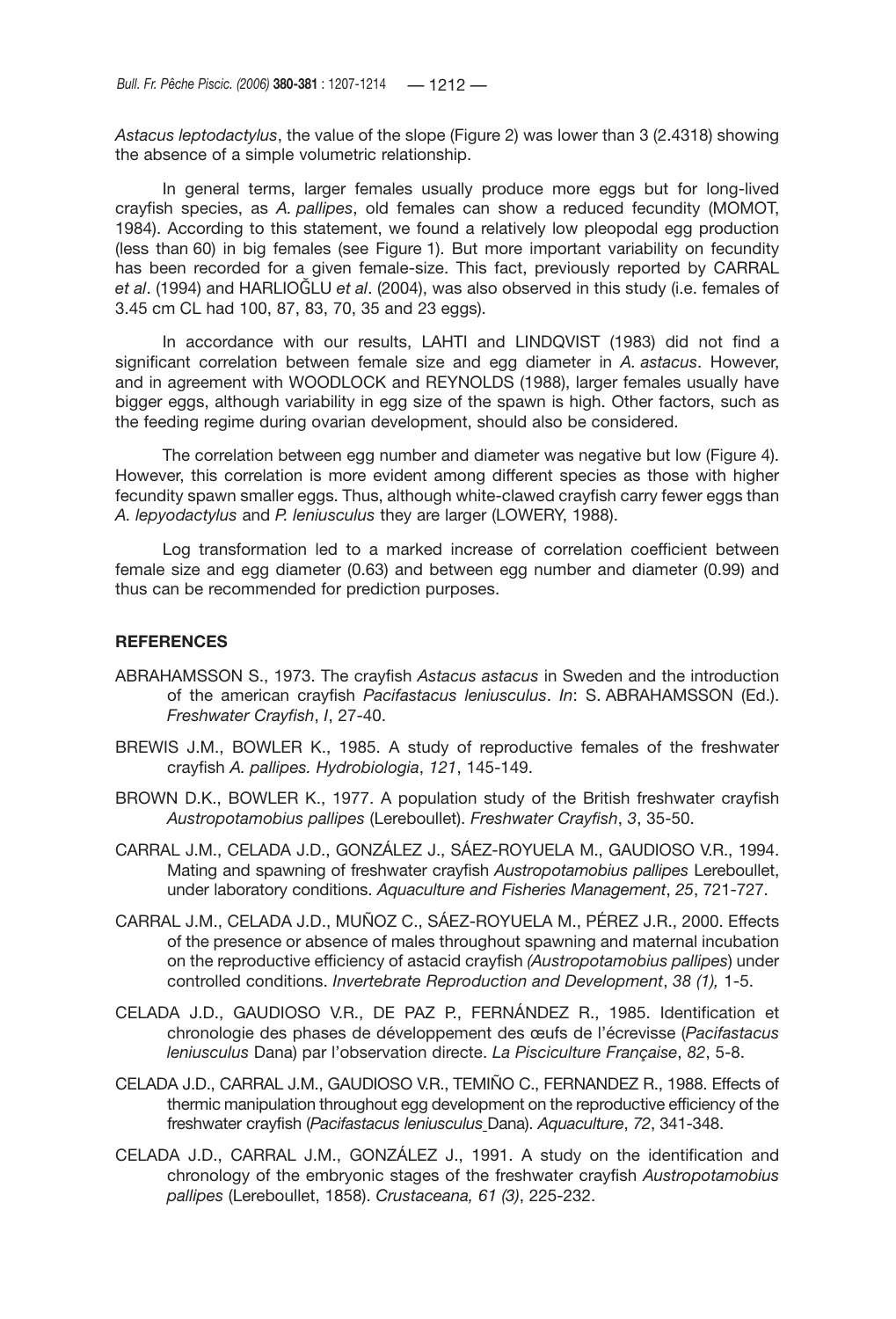*Astacus leptodactylus*, the value of the slope (Figure 2) was lower than 3 (2.4318) showing the absence of a simple volumetric relationship.

In general terms, larger females usually produce more eggs but for long-lived crayfish species, as *A. pallipes*, old females can show a reduced fecundity (MOMOT, 1984). According to this statement, we found a relatively low pleopodal egg production (less than 60) in big females (see Figure 1). But more important variability on fecundity has been recorded for a given female-size. This fact, previously reported by CARRAL *et al*. (1994) and HARLIOĞLU *et al*. (2004), was also observed in this study (i.e. females of 3.45 cm CL had 100, 87, 83, 70, 35 and 23 eggs).

In accordance with our results, LAHTI and LINDQVIST (1983) did not find a significant correlation between female size and egg diameter in *A. astacus*. However, and in agreement with WOODLOCK and REYNOLDS (1988), larger females usually have bigger eggs, although variability in egg size of the spawn is high. Other factors, such as the feeding regime during ovarian development, should also be considered.

The correlation between egg number and diameter was negative but low (Figure 4). However, this correlation is more evident among different species as those with higher fecundity spawn smaller eggs. Thus, although white-clawed crayfish carry fewer eggs than *A. lepyodactylus* and *P. leniusculus* they are larger (LOWERY, 1988).

Log transformation led to a marked increase of correlation coefficient between female size and egg diameter (0.63) and between egg number and diameter (0.99) and thus can be recommended for prediction purposes.

## REFERENCES

ABRAHAMSSON S., 1973. The crayfish *Astacus astacus* in Sweden and the introduction of the american crayfish *Pacifastacus leniusculus*. *In*: S. ABRAHAMSSON (Ed.). *Freshwater Crayfish*, *I*, 27-40.

BREWIS J.M., BOWLER K., 1985. A study of reproductive females of the freshwater crayfish *A. pallipes. Hydrobiologia*, *121*, 145-149.

BROWN D.K., BOWLER K., 1977. A population study of the British freshwater crayfish *Austropotamobius pallipes* (Lereboullet). *Freshwater Crayfish*, *3*, 35-50.

CARRAL J.M., CELADA J.D., GONZÁLEZ J., SÁEZ-ROYUELA M., GAUDIOSO V.R., 1994. Mating and spawning of freshwater crayfish *Austropotamobius pallipes* Lereboullet, under laboratory conditions. *Aquaculture and Fisheries Management*, *25*, 721-727.

CARRAL J.M., CELADA J.D., MUÑOZ C., SÁEZ-ROYUELA M., PÉREZ J.R., 2000. Effects of the presence or absence of males throughout spawning and maternal incubation on the reproductive efficiency of astacid crayfish *(Austropotamobius pallipes*) under controlled conditions. *Invertebrate Reproduction and Development*, *38 (1),* 1-5.

CELADA J.D., GAUDIOSO V.R., DE PAZ P., FERNÁNDEZ R., 1985. Identification et chronologie des phases de développement des œufs de l'écrevisse (*Pacifastacus leniusculus* Dana) par l'observation directe. *La Pisciculture Française*, *82*, 5-8.

CELADA J.D., CARRAL J.M., GAUDIOSO V.R., TEMIÑO C., FERNANDEZ R., 1988. Effects of thermic manipulation throughout egg development on the reproductive efficiency of the freshwater crayfish (*Pacifastacus leniusculus* Dana). *Aquaculture*, *72*, 341-348.

CELADA J.D., CARRAL J.M., GONZÁLEZ J., 1991. A study on the identification and chronology of the embryonic stages of the freshwater crayfish *Austropotamobius pallipes* (Lereboullet, 1858). *Crustaceana, 61 (3)*, 225-232.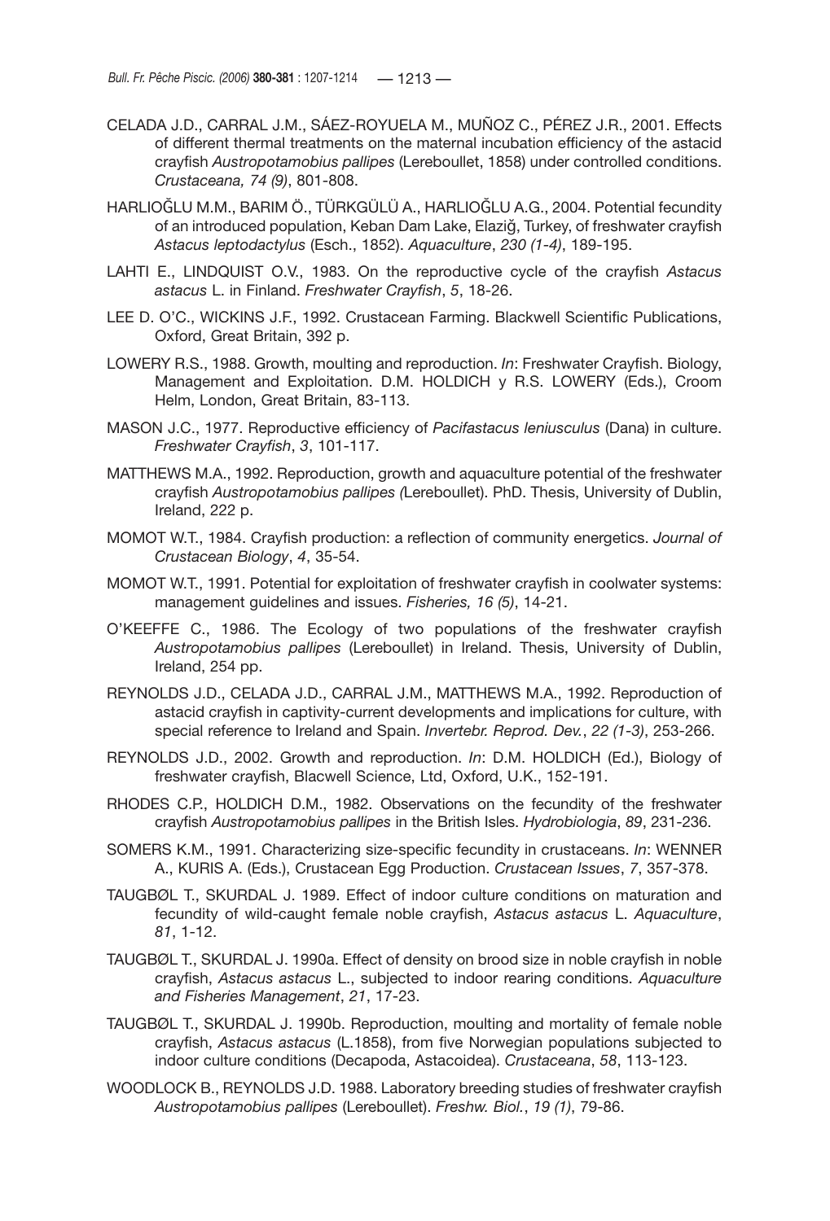CELADA J.D., CARRAL J.M., SÁEZ-ROYUELA M., MUÑOZ C., PÉREZ J.R., 2001. Effects of different thermal treatments on the maternal incubation efficiency of the astacid crayfish *Austropotamobius pallipes* (Lereboullet, 1858) under controlled conditions. *Crustaceana, 74 (9)*, 801-808.

HARLIOĞLU M.M., BARIM Ö., TÜRKGÜLÜ A., HARLIOĞLU A.G., 2004. Potential fecundity of an introduced population, Keban Dam Lake, Elaziğ, Turkey, of freshwater crayfish *Astacus leptodactylus* (Esch., 1852). *Aquaculture*, *230 (1-4)*, 189-195.

LAHTI E., LINDQUIST O.V., 1983. On the reproductive cycle of the crayfish *Astacus astacus* L. in Finland. *Freshwater Crayfish*, *5*, 18-26.

LEE D. O'C., WICKINS J.F., 1992. Crustacean Farming. Blackwell Scientific Publications, Oxford, Great Britain, 392 p.

LOWERY R.S., 1988. Growth, moulting and reproduction. *In*: Freshwater Crayfish. Biology, Management and Exploitation. D.M. HOLDICH y R.S. LOWERY (Eds.), Croom Helm, London, Great Britain, 83-113.

MASON J.C., 1977. Reproductive efficiency of *Pacifastacus leniusculus* (Dana) in culture. *Freshwater Crayfish*, *3*, 101-117.

MATTHEWS M.A., 1992. Reproduction, growth and aquaculture potential of the freshwater crayfish *Austropotamobius pallipes (*Lereboullet). PhD. Thesis, University of Dublin, Ireland, 222 p.

MOMOT W.T., 1984. Crayfish production: a reflection of community energetics. *Journal of Crustacean Biology*, *4*, 35-54.

MOMOT W.T., 1991. Potential for exploitation of freshwater crayfish in coolwater systems: management guidelines and issues. *Fisheries, 16 (5)*, 14-21.

O'KEEFFE C., 1986. The Ecology of two populations of the freshwater crayfish *Austropotamobius pallipes* (Lereboullet) in Ireland. Thesis, University of Dublin, Ireland, 254 pp.

REYNOLDS J.D., CELADA J.D., CARRAL J.M., MATTHEWS M.A., 1992. Reproduction of astacid crayfish in captivity-current developments and implications for culture, with special reference to Ireland and Spain. *Invertebr. Reprod. Dev.*, *22 (1-3)*, 253-266.

REYNOLDS J.D., 2002. Growth and reproduction. *In*: D.M. HOLDICH (Ed.), Biology of freshwater crayfish, Blacwell Science, Ltd, Oxford, U.K., 152-191.

RHODES C.P., HOLDICH D.M., 1982. Observations on the fecundity of the freshwater crayfish *Austropotamobius pallipes* in the British Isles. *Hydrobiologia*, *89*, 231-236.

SOMERS K.M., 1991. Characterizing size-specific fecundity in crustaceans. *In*: WENNER A., KURIS A. (Eds.), Crustacean Egg Production. *Crustacean Issues*, *7*, 357-378.

TAUGBØL T., SKURDAL J. 1989. Effect of indoor culture conditions on maturation and fecundity of wild-caught female noble crayfish, *Astacus astacus* L. *Aquaculture*, *81*, 1-12.

TAUGBØL T., SKURDAL J. 1990a. Effect of density on brood size in noble crayfish in noble crayfish, *Astacus astacus* L., subjected to indoor rearing conditions. *Aquaculture and Fisheries Management*, *21*, 17-23.

TAUGBØL T., SKURDAL J. 1990b. Reproduction, moulting and mortality of female noble crayfish, *Astacus astacus* (L.1858), from five Norwegian populations subjected to indoor culture conditions (Decapoda, Astacoidea). *Crustaceana*, *58*, 113-123.

WOODLOCK B., REYNOLDS J.D. 1988. Laboratory breeding studies of freshwater crayfish *Austropotamobius pallipes* (Lereboullet). *Freshw. Biol.*, *19 (1)*, 79-86.